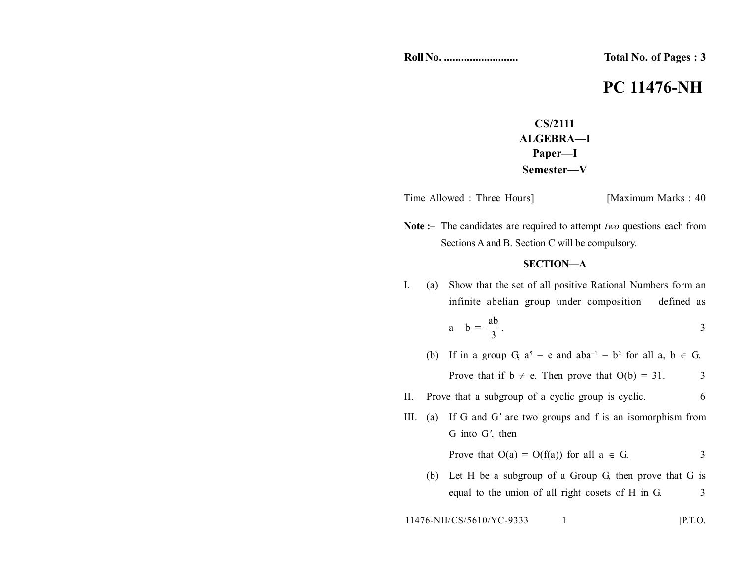Roll No. .......................... Total No. of Pages : 3

# PC 11476-NH

**CS/2111**
**ALGEBRA—I**
**Paper—I**
**Semester—V**

Time Allowed : Three Hours] [Maximum Marks : 40

**Note :–** The candidates are required to attempt *two* questions each from Sections A and B. Section C will be compulsory.

## SECTION—A

I. (a) Show that the set of all positive Rational Numbers form an infinite abelian group under composition defined as $a \quad b = \frac{ab}{3}$. 3

(b) If in a group G, $a^5 = e$ and $aba^{-1} = b^2$ for all $a, b \in G$. Prove that if $b \neq e$. Then prove that $O(b) = 31$. 3

II. Prove that a subgroup of a cyclic group is cyclic. 6

III. (a) If G and G′ are two groups and f is an isomorphism from G into G′, then

Prove that $O(a) = O(f(a))$ for all $a \in G$. 3

(b) Let H be a subgroup of a Group G, then prove that G is equal to the union of all right cosets of H in G. 3

11476-NH/CS/5610/YC-9333 [P.T.O.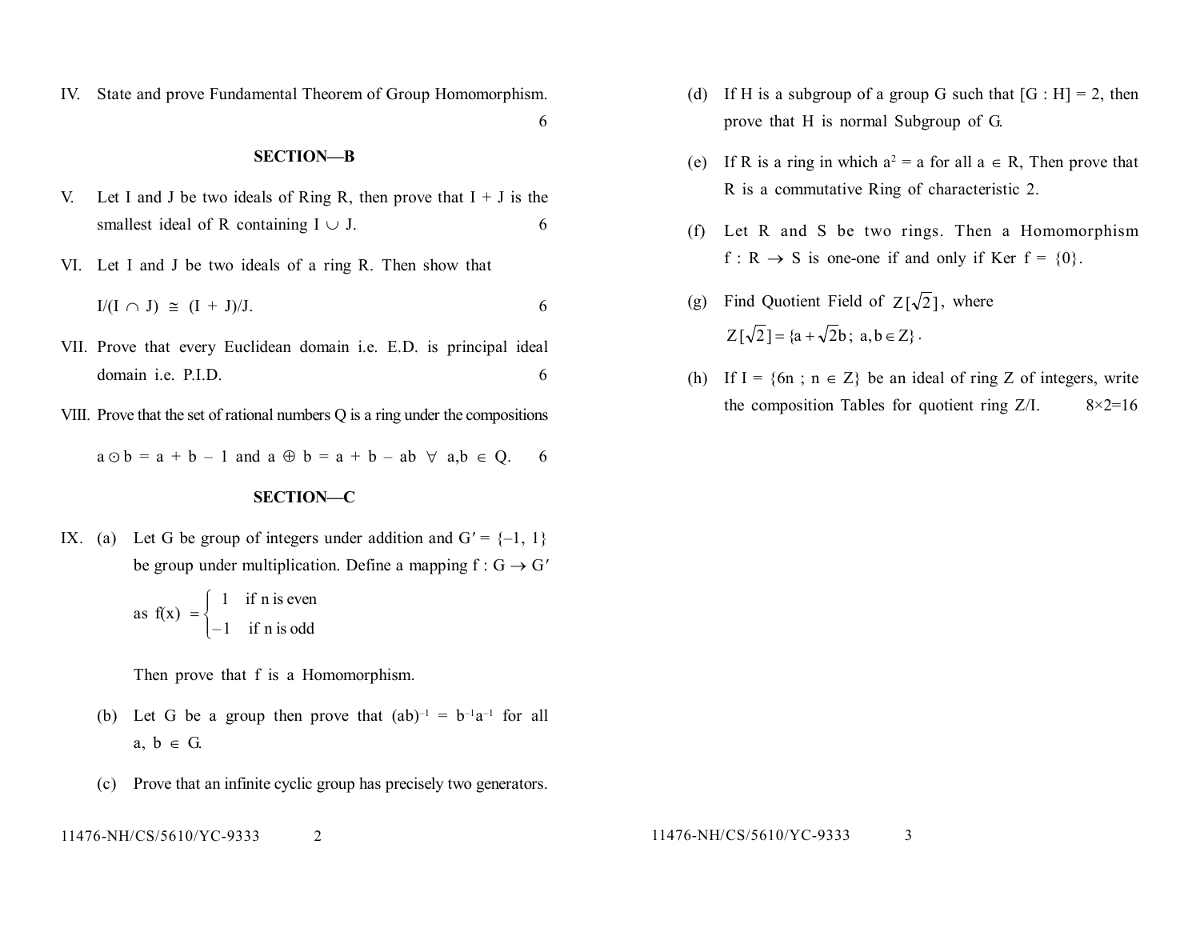IV. State and prove Fundamental Theorem of Group Homomorphism. 6

## SECTION—B

V. Let I and J be two ideals of Ring R, then prove that I + J is the smallest ideal of R containing $I \cup J$. 6

VI. Let I and J be two ideals of a ring R. Then show that

$I/(I \cap J) \cong (I + J)/J$. 6

VII. Prove that every Euclidean domain i.e. E.D. is principal ideal domain i.e. P.I.D. 6

VIII. Prove that the set of rational numbers Q is a ring under the compositions

$a \odot b = a + b - 1$ and $a \oplus b = a + b - ab \;\; \forall \;\; a,b \in Q$. 6

## SECTION—C

IX. (a) Let G be group of integers under addition and $G' = \{-1, 1\}$ be group under multiplication. Define a mapping $f : G \to G'$

as $f(x) = \begin{cases} 1 & \text{if n is even} \\ -1 & \text{if n is odd} \end{cases}$

Then prove that f is a Homomorphism.

(b) Let G be a group then prove that $(ab)^{-1} = b^{-1}a^{-1}$ for all $a, b \in G$.

(c) Prove that an infinite cyclic group has precisely two generators.

(d) If H is a subgroup of a group G such that $[G : H] = 2$, then prove that H is normal Subgroup of G.

(e) If R is a ring in which $a^2 = a$ for all $a \in R$, Then prove that R is a commutative Ring of characteristic 2.

(f) Let R and S be two rings. Then a Homomorphism $f : R \to S$ is one-one if and only if Ker $f = \{0\}$.

(g) Find Quotient Field of $Z[\sqrt{2}]$, where

$Z[\sqrt{2}] = \{a + \sqrt{2}b\,;\; a, b \in Z\}$.

(h) If $I = \{6n \,;\, n \in Z\}$ be an ideal of ring Z of integers, write the composition Tables for quotient ring Z/I. 8×2=16